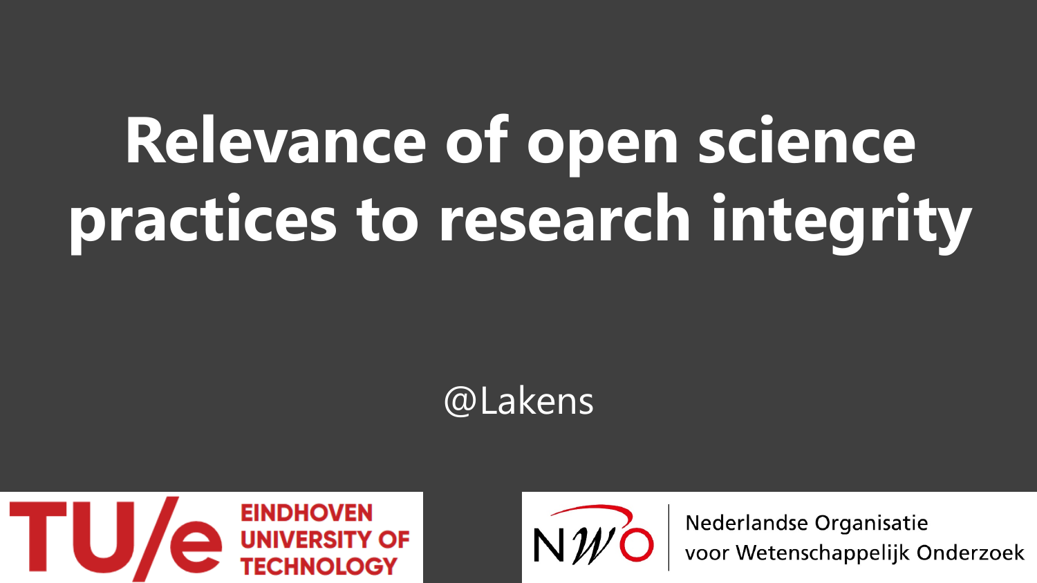# Relevance of open science practices to research integrity

@Lakens

EINDHOVEN UNIVERSITY OF TECHNOLOGY

Nederlandse Organisatie voor Wetenschappelijk Onderzoek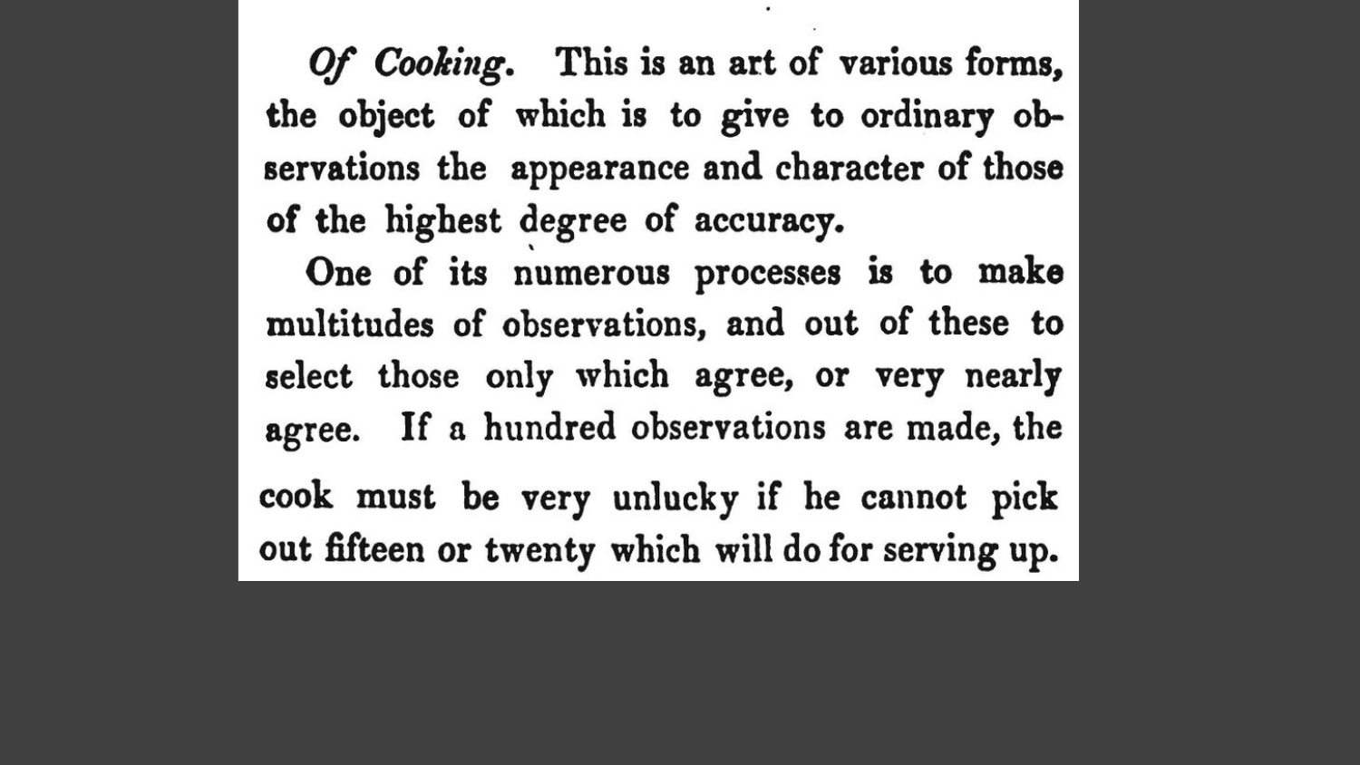*Of Cooking*. This is an art of various forms, the object of which is to give to ordinary observations the appearance and character of those of the highest degree of accuracy.

One of its numerous processes is to make multitudes of observations, and out of these to select those only which agree, or very nearly agree. If a hundred observations are made, the cook must be very unlucky if he cannot pick out fifteen or twenty which will do for serving up.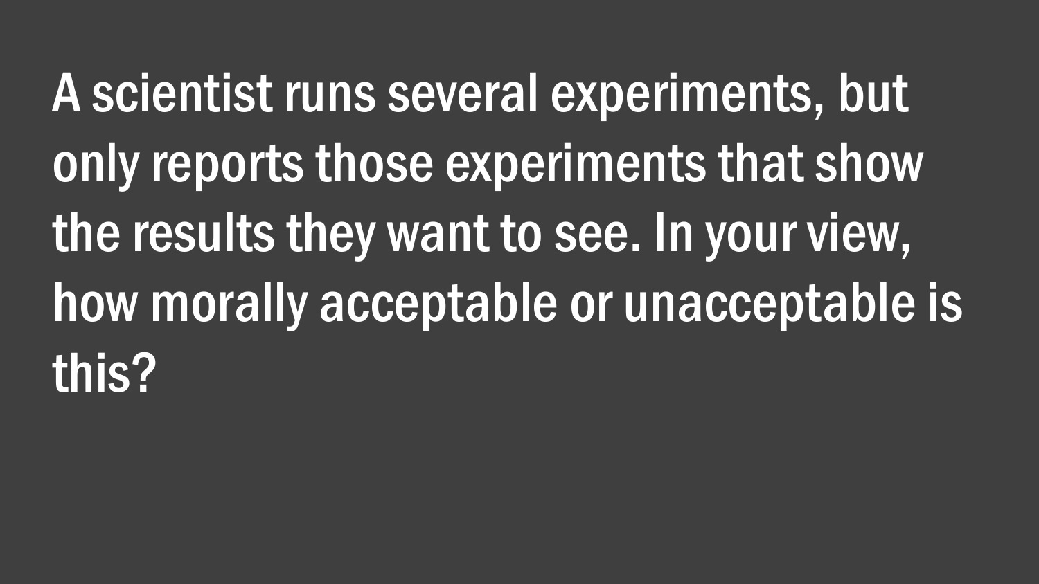A scientist runs several experiments, but only reports those experiments that show the results they want to see. In your view, how morally acceptable or unacceptable is this?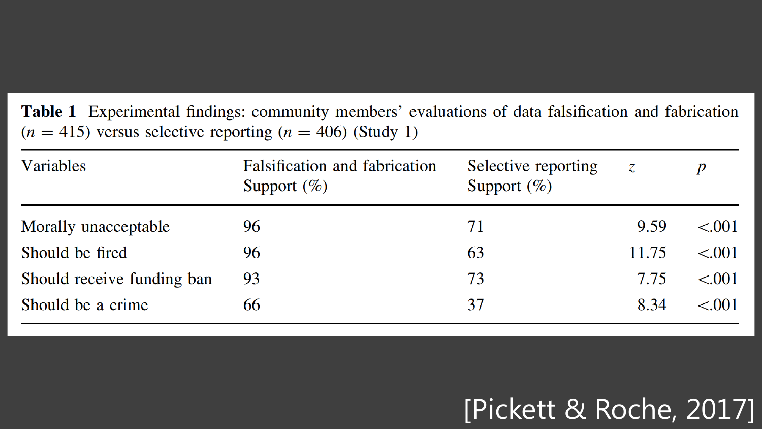**Table 1** Experimental findings: community members' evaluations of data falsification and fabrication ($n$ = 415) versus selective reporting ($n$ = 406) (Study 1)

| Variables | Falsification and fabrication Support (%) | Selective reporting Support (%) | $z$ | $p$ |
|---|---|---|---|---|
| Morally unacceptable | 96 | 71 | 9.59 | <.001 |
| Should be fired | 96 | 63 | 11.75 | <.001 |
| Should receive funding ban | 93 | 73 | 7.75 | <.001 |
| Should be a crime | 66 | 37 | 8.34 | <.001 |

[Pickett & Roche, 2017]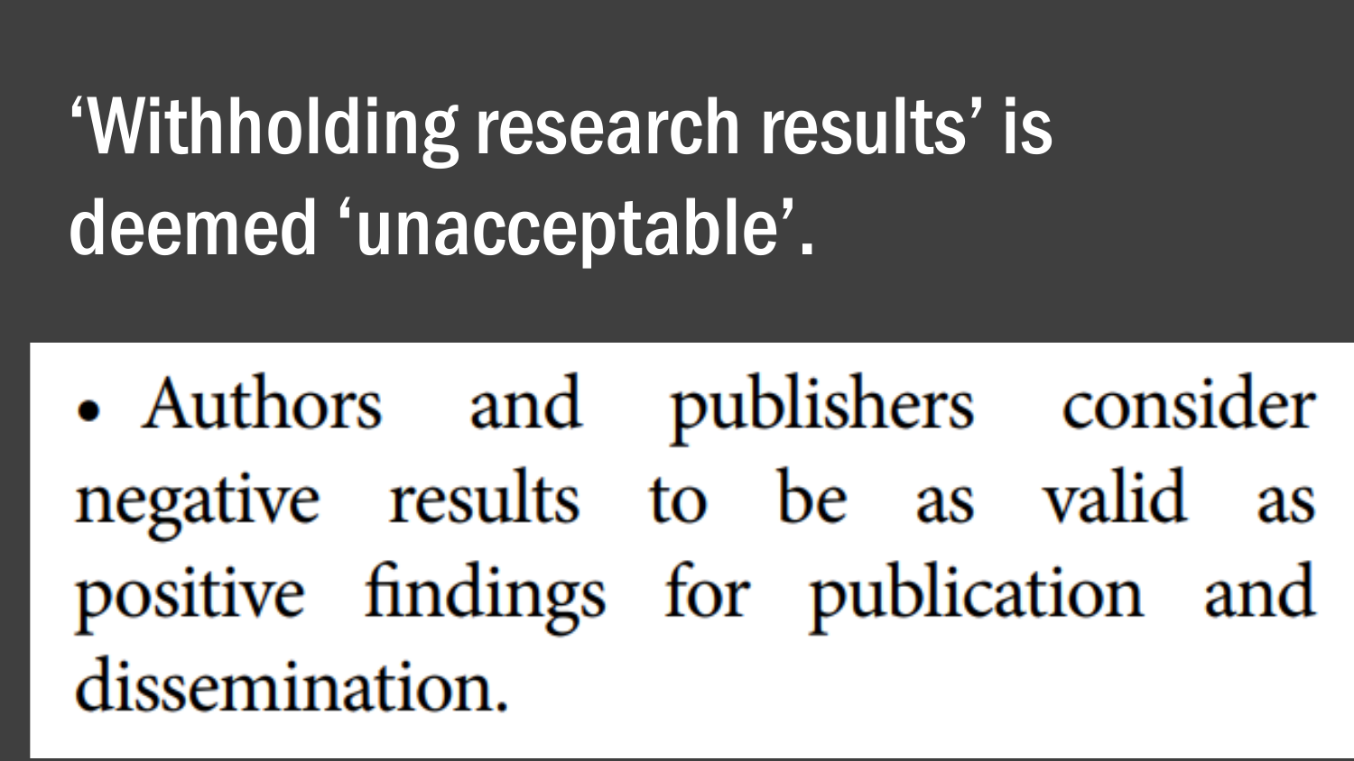# ‘Withholding research results’ is deemed ‘unacceptable’.

- Authors and publishers consider negative results to be as valid as positive findings for publication and dissemination.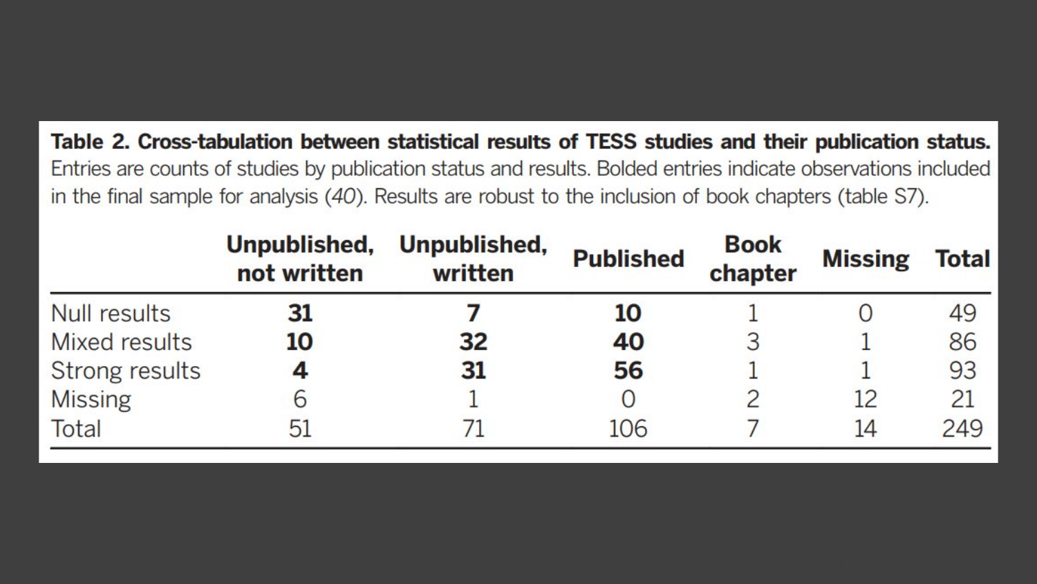**Table 2. Cross-tabulation between statistical results of TESS studies and their publication status.** Entries are counts of studies by publication status and results. Bolded entries indicate observations included in the final sample for analysis (*40*). Results are robust to the inclusion of book chapters (table S7).

| | Unpublished, not written | Unpublished, written | Published | Book chapter | Missing | Total |
|---|---|---|---|---|---|---|
| Null results | **31** | **7** | **10** | 1 | 0 | 49 |
| Mixed results | **10** | **32** | **40** | 3 | 1 | 86 |
| Strong results | **4** | **31** | **56** | 1 | 1 | 93 |
| Missing | 6 | 1 | 0 | 2 | 12 | 21 |
| Total | 51 | 71 | 106 | 7 | 14 | 249 |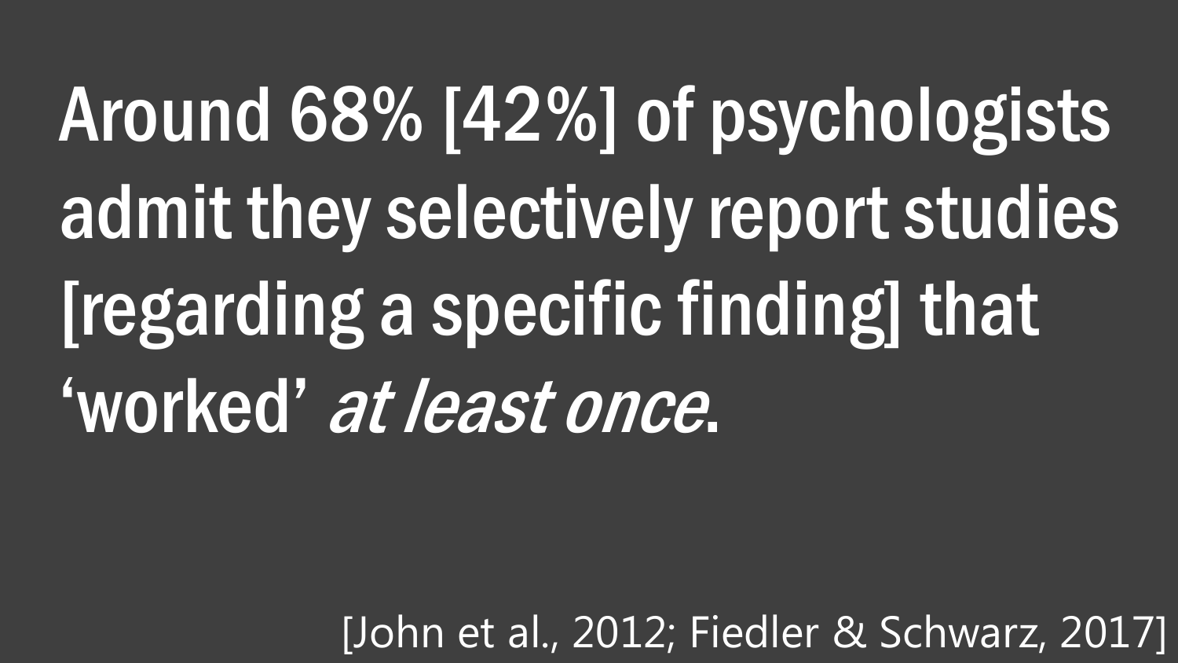Around 68% [42%] of psychologists admit they selectively report studies [regarding a specific finding] that ‘worked’ *at least once*.

[John et al., 2012; Fiedler & Schwarz, 2017]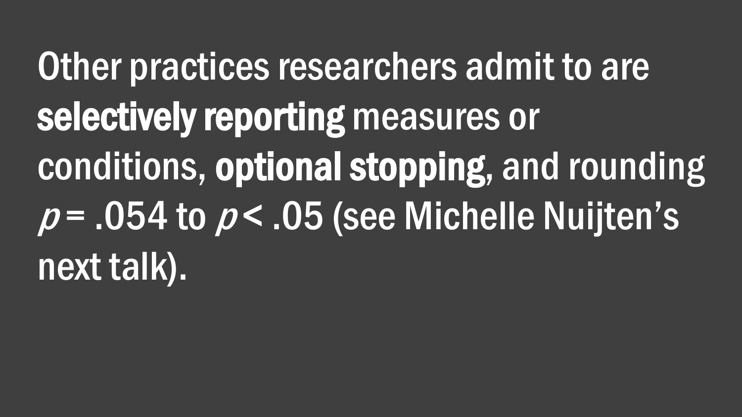Other practices researchers admit to are **selectively reporting** measures or conditions, **optional stopping**, and rounding $p = .054$ to $p < .05$ (see Michelle Nuijten's next talk).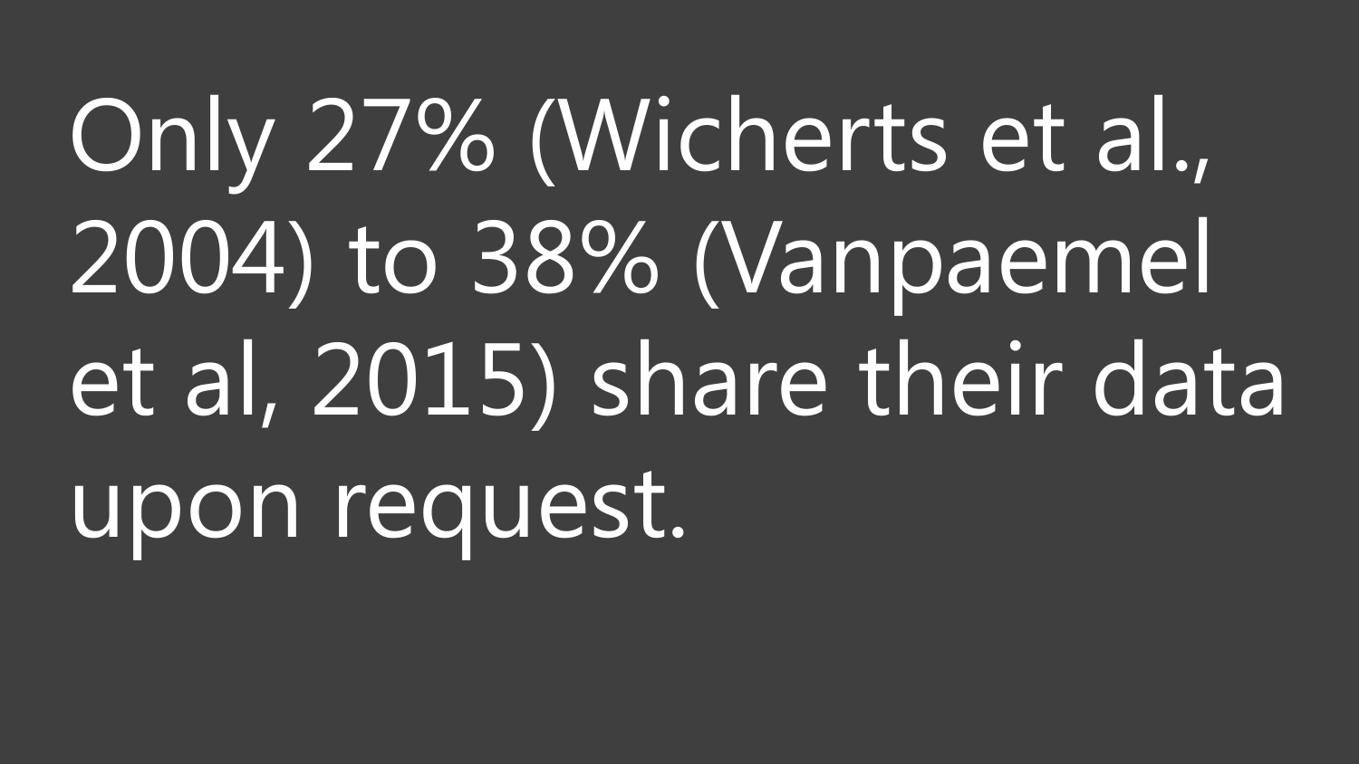Only 27% (Wicherts et al., 2004) to 38% (Vanpaemel et al, 2015) share their data upon request.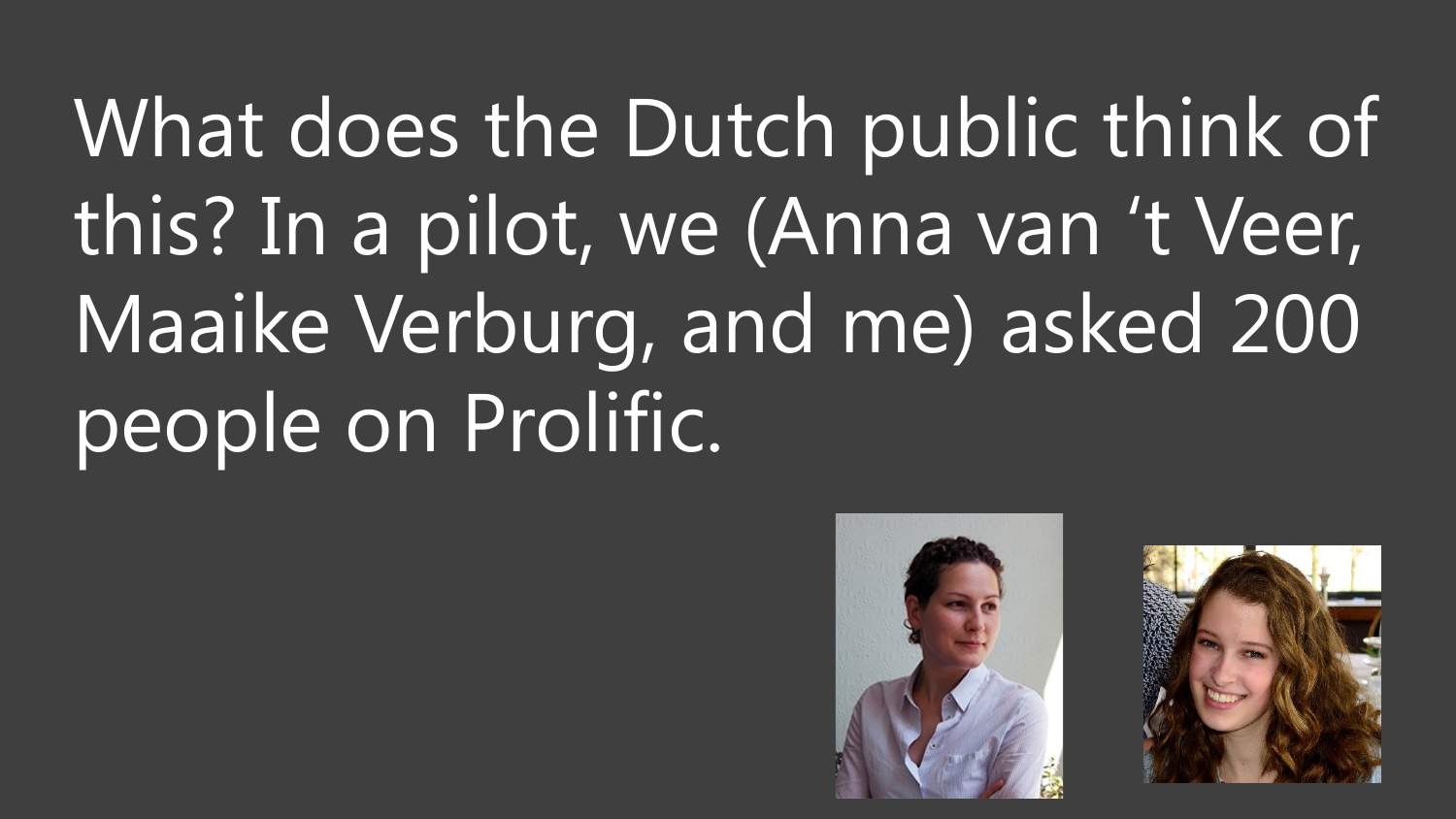What does the Dutch public think of this? In a pilot, we (Anna van 't Veer, Maaike Verburg, and me) asked 200 people on Prolific.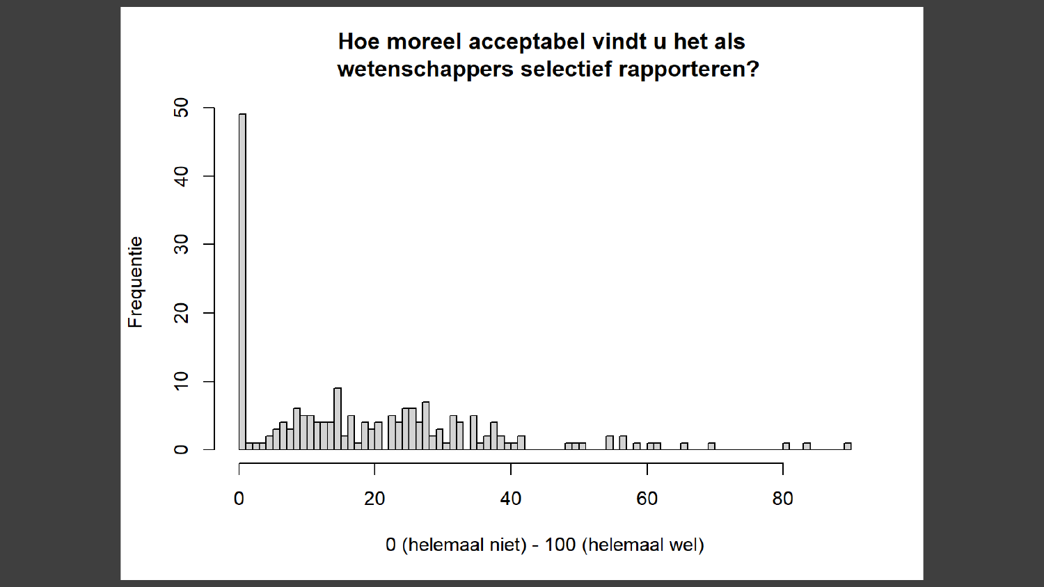## Hoe moreel acceptabel vindt u het als wetenschappers selectief rapporteren?

Frequentie

0 (helemaal niet) - 100 (helemaal wel)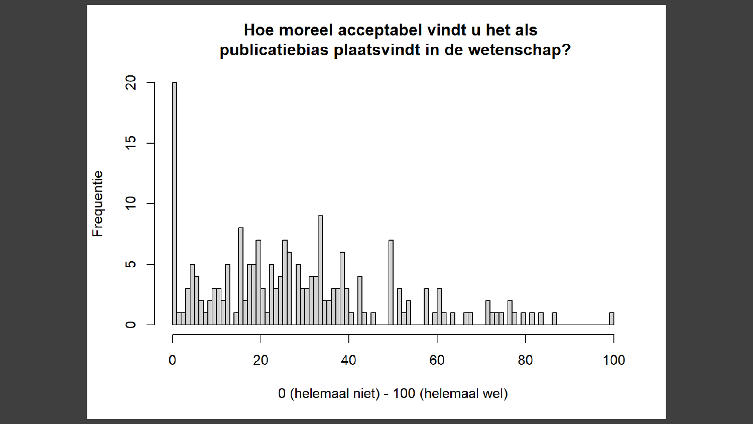## Hoe moreel acceptabel vindt u het als publicatiebias plaatsvindt in de wetenschap?

Frequentie

0 (helemaal niet) - 100 (helemaal wel)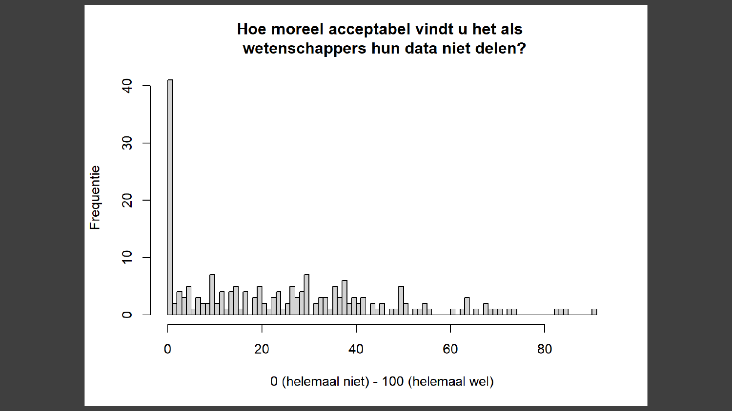## Hoe moreel acceptabel vindt u het als wetenschappers hun data niet delen?

Frequentie

0 (helemaal niet) - 100 (helemaal wel)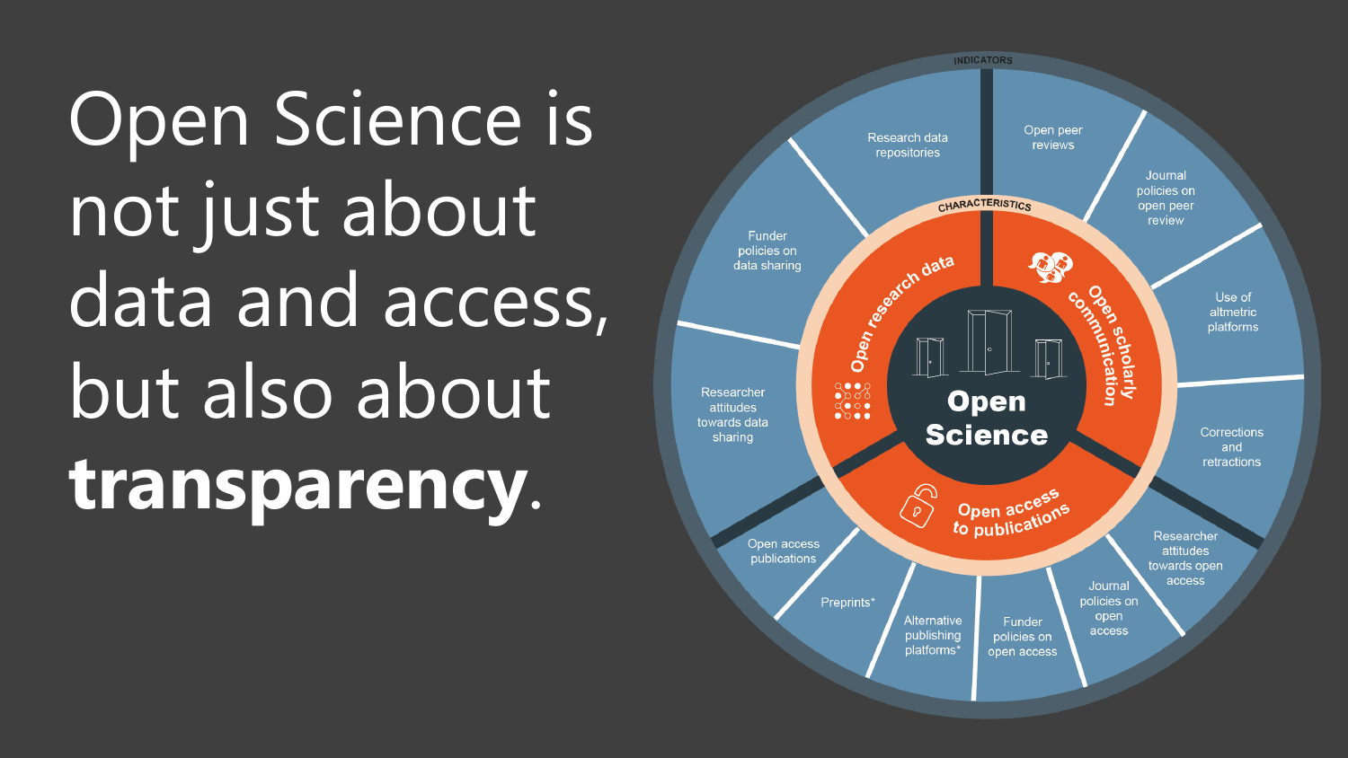# Open Science is not just about data and access, but also about **transparency**.

INDICATORS

CHARACTERISTICS

**Open Science**

**Open research data**
- Research data repositories
- Funder policies on data sharing
- Researcher attitudes towards data sharing

**Open access to publications**
- Open access publications
- Preprints*
- Alternative publishing platforms*
- Funder policies on open access
- Journal policies on open access
- Researcher attitudes towards open access

**Open scholarly communication**
- Open peer reviews
- Journal policies on open peer review
- Use of altmetric platforms
- Corrections and retractions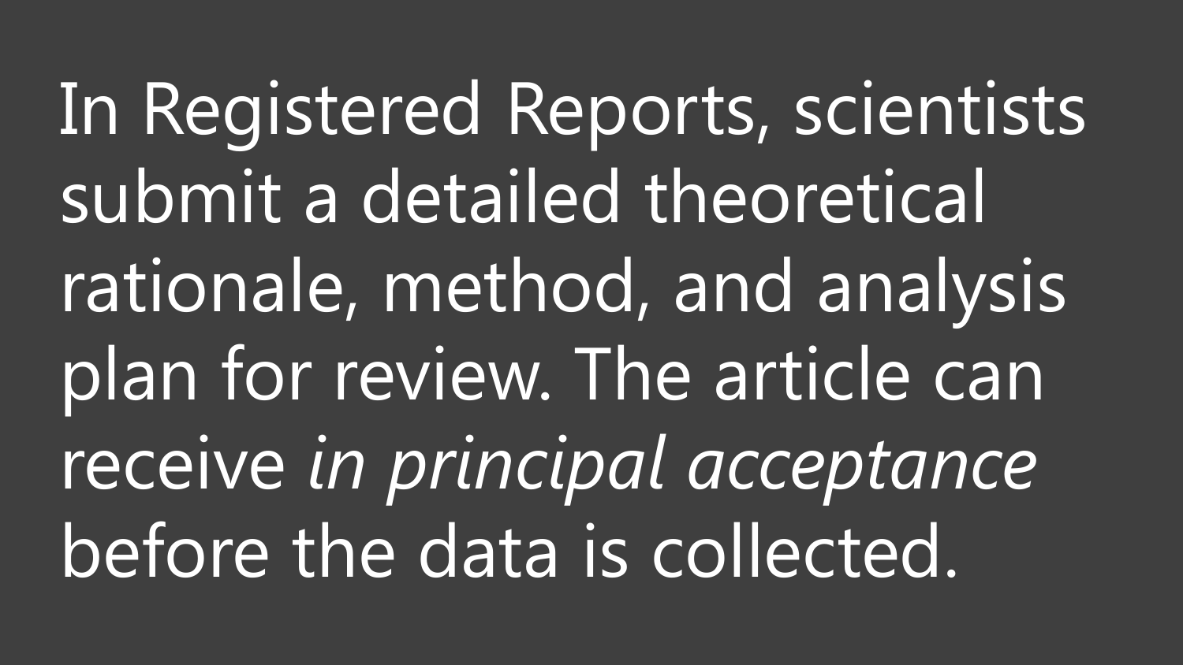In Registered Reports, scientists submit a detailed theoretical rationale, method, and analysis plan for review. The article can receive *in principal acceptance* before the data is collected.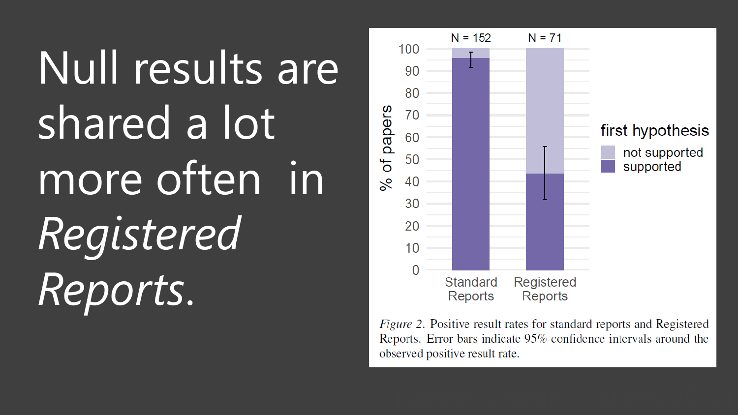# Null results are shared a lot more often in *Registered Reports*.

*Figure 2*. Positive result rates for standard reports and Registered Reports. Error bars indicate 95% confidence intervals around the observed positive result rate.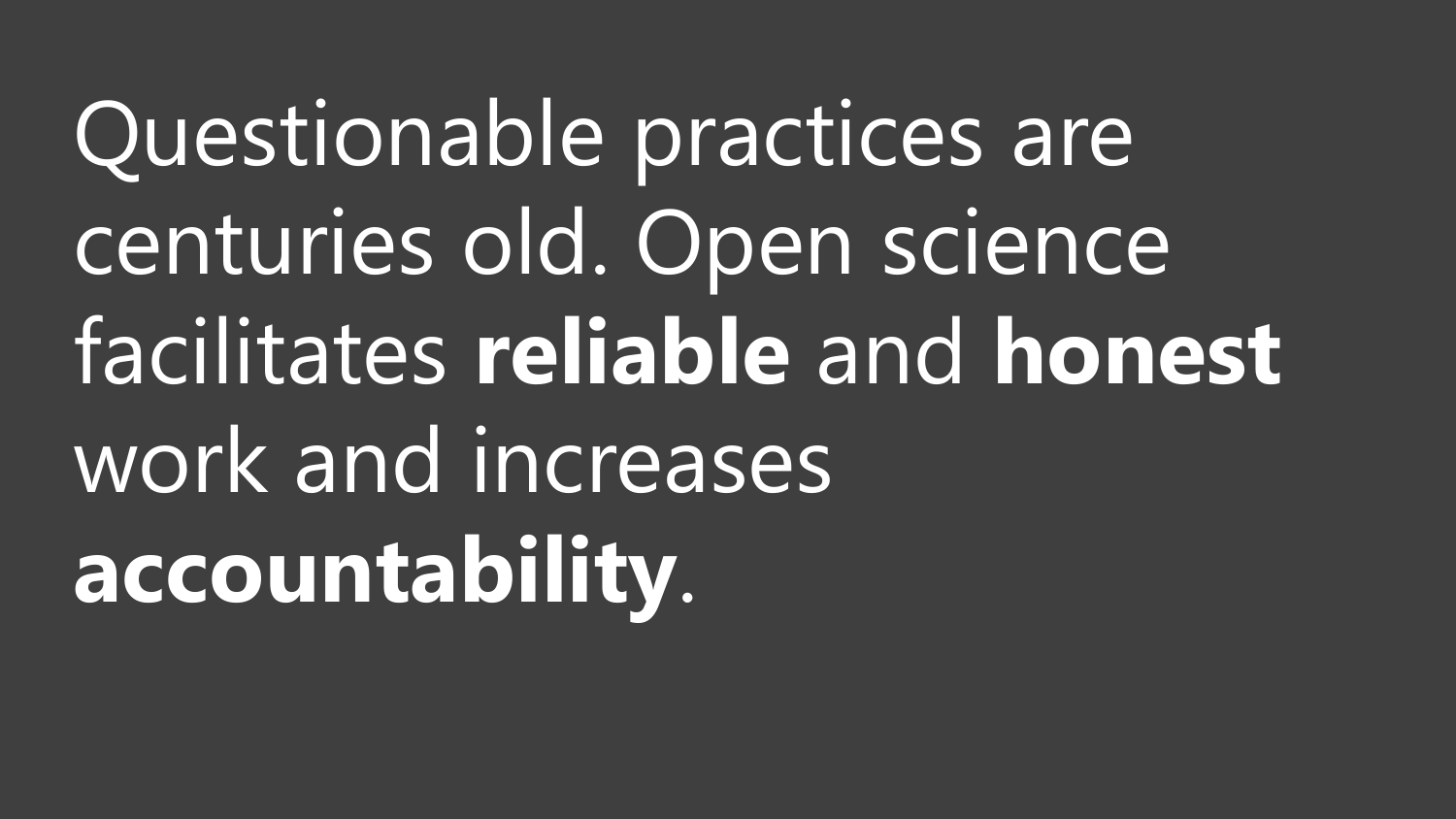Questionable practices are centuries old. Open science facilitates **reliable** and **honest** work and increases **accountability**.